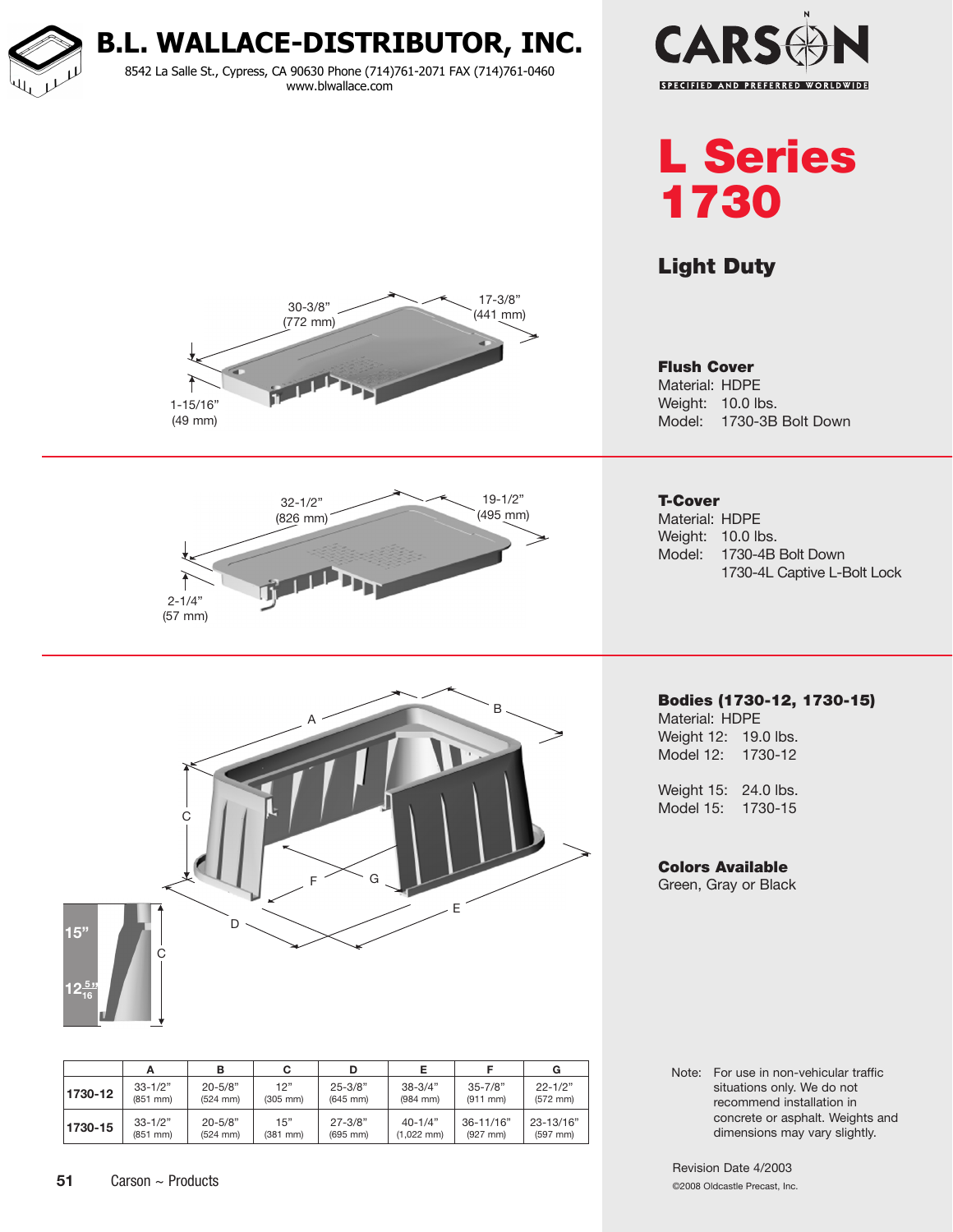# B.L. WALLACE-DISTRIBUTOR, INC.

8542 La Salle St., Cypress, CA 90630 Phone (714)761-2071 FAX (714)761-0460
www.blwallace.com

CARSON
SPECIFIED AND PREFERRED WORLDWIDE

# L Series 1730

## Light Duty

30-3/8" (772 mm)
17-3/8" (441 mm)
1-15/16" (49 mm)

**Flush Cover**
Material: HDPE
Weight: 10.0 lbs.
Model: 1730-3B Bolt Down

32-1/2" (826 mm)
19-1/2" (495 mm)
2-1/4" (57 mm)

**T-Cover**
Material: HDPE
Weight: 10.0 lbs.
Model: 1730-4B Bolt Down
1730-4L Captive L-Bolt Lock

**Bodies (1730-12, 1730-15)**
Material: HDPE
Weight 12: 19.0 lbs.
Model 12: 1730-12

Weight 15: 24.0 lbs.
Model 15: 1730-15

**Colors Available**
Green, Gray or Black

15"
12 5/16"

| | A | B | C | D | E | F | G |
|---|---|---|---|---|---|---|---|
| 1730-12 | 33-1/2" (851 mm) | 20-5/8" (524 mm) | 12" (305 mm) | 25-3/8" (645 mm) | 38-3/4" (984 mm) | 35-7/8" (911 mm) | 22-1/2" (572 mm) |
| 1730-15 | 33-1/2" (851 mm) | 20-5/8" (524 mm) | 15" (381 mm) | 27-3/8" (695 mm) | 40-1/4" (1,022 mm) | 36-11/16" (927 mm) | 23-13/16" (597 mm) |

Note: For use in non-vehicular traffic situations only. We do not recommend installation in concrete or asphalt. Weights and dimensions may vary slightly.

Carson ~ Products

Revision Date 4/2003

©2008 Oldcastle Precast, Inc.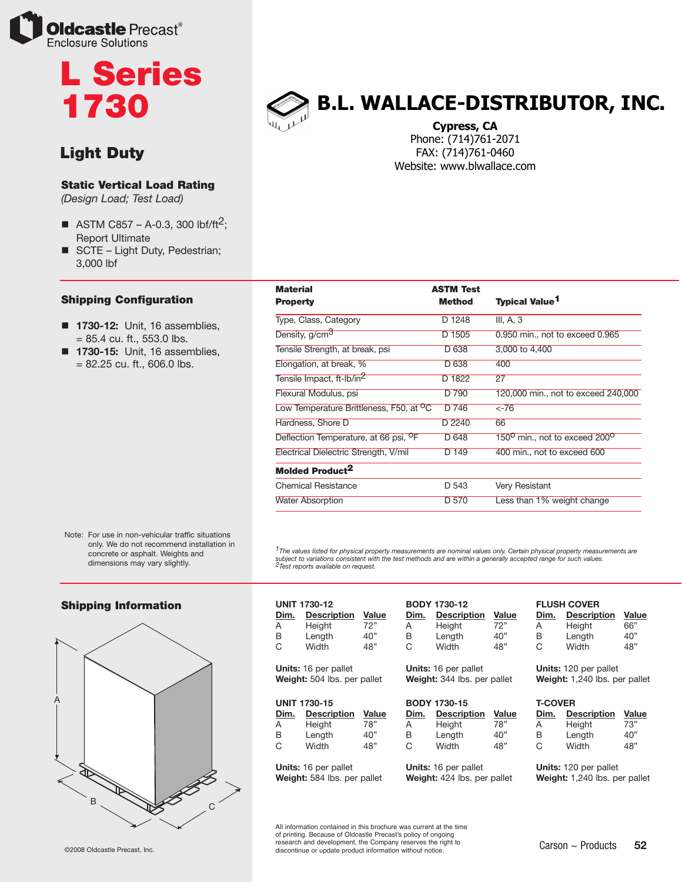Oldcastle Precast®
Enclosure Solutions

# L Series 1730

## B.L. WALLACE-DISTRIBUTOR, INC.

**Cypress, CA**
Phone: (714)761-2071
FAX: (714)761-0460
Website: www.blwallace.com

### Light Duty

**Static Vertical Load Rating**
*(Design Load; Test Load)*

- ASTM C857 – A-0.3, 300 lbf/ft$^2$; Report Ultimate
- SCTE – Light Duty, Pedestrian; 3,000 lbf

### Shipping Configuration

- **1730-12:** Unit, 16 assemblies, = 85.4 cu. ft., 553.0 lbs.
- **1730-15:** Unit, 16 assemblies, = 82.25 cu. ft., 606.0 lbs.

Note: For use in non-vehicular traffic situations only. We do not recommend installation in concrete or asphalt. Weights and dimensions may vary slightly.

| Material Property | ASTM Test Method | Typical Value[1] |
|---|---|---|
| Type, Class, Category | D 1248 | III, A, 3 |
| Density, g/cm$^3$ | D 1505 | 0.950 min., not to exceed 0.965 |
| Tensile Strength, at break, psi | D 638 | 3,000 to 4,400 |
| Elongation, at break, % | D 638 | 400 |
| Tensile Impact, ft-lb/in$^2$ | D 1822 | 27 |
| Flexural Modulus, psi | D 790 | 120,000 min., not to exceed 240,000 |
| Low Temperature Brittleness, F50, at °C | D 746 | <-76 |
| Hardness, Shore D | D 2240 | 66 |
| Deflection Temperature, at 66 psi, °F | D 648 | 150° min., not to exceed 200° |
| Electrical Dielectric Strength, V/mil | D 149 | 400 min., not to exceed 600 |
| **Molded Product[2]** | | |
| Chemical Resistance | D 543 | Very Resistant |
| Water Absorption | D 570 | Less than 1% weight change |

*[1]The values listed for physical property measurements are nominal values only. Certain physical property measurements are subject to variations consistent with the test methods and are within a generally accepted range for such values.*
*[2]Test reports available on request.*

### Shipping Information

A

B

C

**UNIT 1730-12**

| Dim. | Description | Value |
|---|---|---|
| A | Height | 72" |
| B | Length | 40" |
| C | Width | 48" |

**Units:** 16 per pallet
**Weight:** 504 lbs. per pallet

**BODY 1730-12**

| Dim. | Description | Value |
|---|---|---|
| A | Height | 72" |
| B | Length | 40" |
| C | Width | 48" |

**Units:** 16 per pallet
**Weight:** 344 lbs. per pallet

**FLUSH COVER**

| Dim. | Description | Value |
|---|---|---|
| A | Height | 66" |
| B | Length | 40" |
| C | Width | 48" |

**Units:** 120 per pallet
**Weight:** 1,240 lbs. per pallet

**UNIT 1730-15**

| Dim. | Description | Value |
|---|---|---|
| A | Height | 78" |
| B | Length | 40" |
| C | Width | 48" |

**Units:** 16 per pallet
**Weight:** 584 lbs. per pallet

**BODY 1730-15**

| Dim. | Description | Value |
|---|---|---|
| A | Height | 78" |
| B | Length | 40" |
| C | Width | 48" |

**Units:** 16 per pallet
**Weight:** 424 lbs. per pallet

**T-COVER**

| Dim. | Description | Value |
|---|---|---|
| A | Height | 73" |
| B | Length | 40" |
| C | Width | 48" |

**Units:** 120 per pallet
**Weight:** 1,240 lbs. per pallet

©2008 Oldcastle Precast, Inc.

All information contained in this brochure was current at the time of printing. Because of Oldcastle Precast's policy of ongoing research and development, the Company reserves the right to discontinue or update product information without notice.

Carson ~ Products